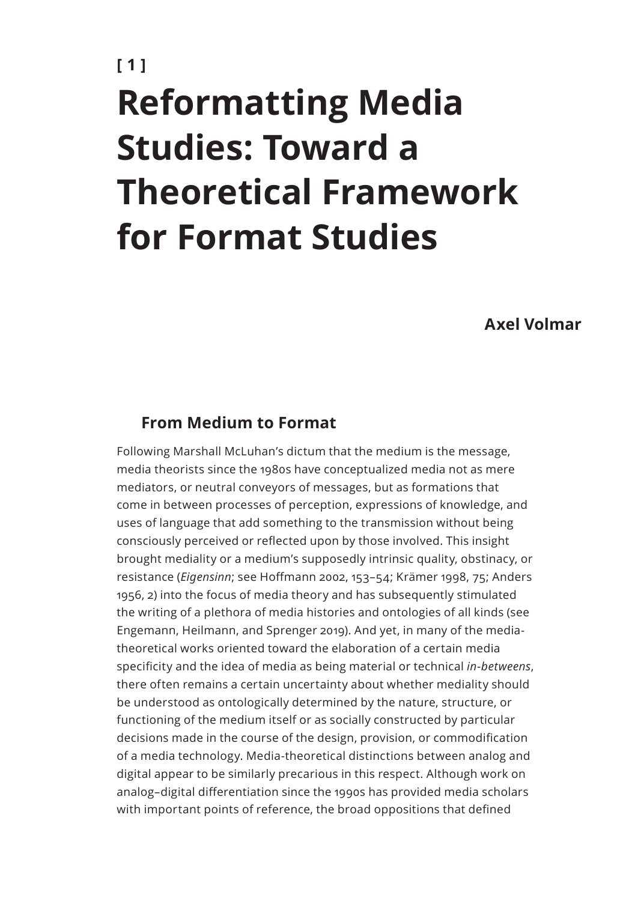[ 1 ]

# Reformatting Media Studies: Toward a Theoretical Framework for Format Studies

**Axel Volmar**

## From Medium to Format

Following Marshall McLuhan's dictum that the medium is the message, media theorists since the 1980s have conceptualized media not as mere mediators, or neutral conveyors of messages, but as formations that come in between processes of perception, expressions of knowledge, and uses of language that add something to the transmission without being consciously perceived or reflected upon by those involved. This insight brought mediality or a medium's supposedly intrinsic quality, obstinacy, or resistance (*Eigensinn*; see Hoffmann 2002, 153–54; Krämer 1998, 75; Anders 1956, 2) into the focus of media theory and has subsequently stimulated the writing of a plethora of media histories and ontologies of all kinds (see Engemann, Heilmann, and Sprenger 2019). And yet, in many of the media-theoretical works oriented toward the elaboration of a certain media specificity and the idea of media as being material or technical *in-betweens*, there often remains a certain uncertainty about whether mediality should be understood as ontologically determined by the nature, structure, or functioning of the medium itself or as socially constructed by particular decisions made in the course of the design, provision, or commodification of a media technology. Media-theoretical distinctions between analog and digital appear to be similarly precarious in this respect. Although work on analog–digital differentiation since the 1990s has provided media scholars with important points of reference, the broad oppositions that defined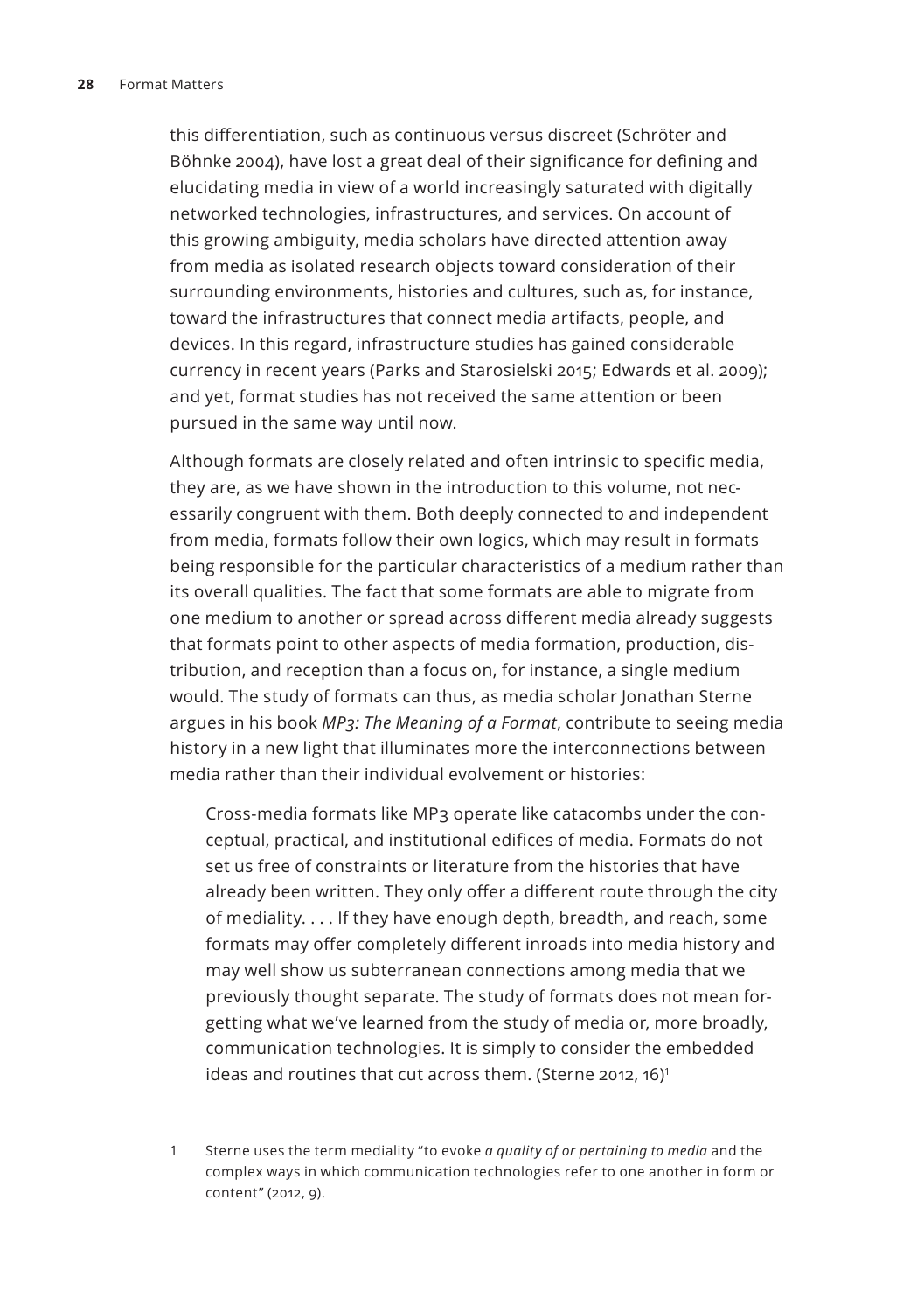this differentiation, such as continuous versus discreet (Schröter and Böhnke 2004), have lost a great deal of their significance for defining and elucidating media in view of a world increasingly saturated with digitally networked technologies, infrastructures, and services. On account of this growing ambiguity, media scholars have directed attention away from media as isolated research objects toward consideration of their surrounding environments, histories and cultures, such as, for instance, toward the infrastructures that connect media artifacts, people, and devices. In this regard, infrastructure studies has gained considerable currency in recent years (Parks and Starosielski 2015; Edwards et al. 2009); and yet, format studies has not received the same attention or been pursued in the same way until now.

Although formats are closely related and often intrinsic to specific media, they are, as we have shown in the introduction to this volume, not necessarily congruent with them. Both deeply connected to and independent from media, formats follow their own logics, which may result in formats being responsible for the particular characteristics of a medium rather than its overall qualities. The fact that some formats are able to migrate from one medium to another or spread across different media already suggests that formats point to other aspects of media formation, production, distribution, and reception than a focus on, for instance, a single medium would. The study of formats can thus, as media scholar Jonathan Sterne argues in his book *MP3: The Meaning of a Format*, contribute to seeing media history in a new light that illuminates more the interconnections between media rather than their individual evolvement or histories:

> Cross-media formats like MP3 operate like catacombs under the conceptual, practical, and institutional edifices of media. Formats do not set us free of constraints or literature from the histories that have already been written. They only offer a different route through the city of mediality. . . . If they have enough depth, breadth, and reach, some formats may offer completely different inroads into media history and may well show us subterranean connections among media that we previously thought separate. The study of formats does not mean forgetting what we've learned from the study of media or, more broadly, communication technologies. It is simply to consider the embedded ideas and routines that cut across them. (Sterne 2012, 16)[1]

1 Sterne uses the term mediality "to evoke *a quality of or pertaining to media* and the complex ways in which communication technologies refer to one another in form or content" (2012, 9).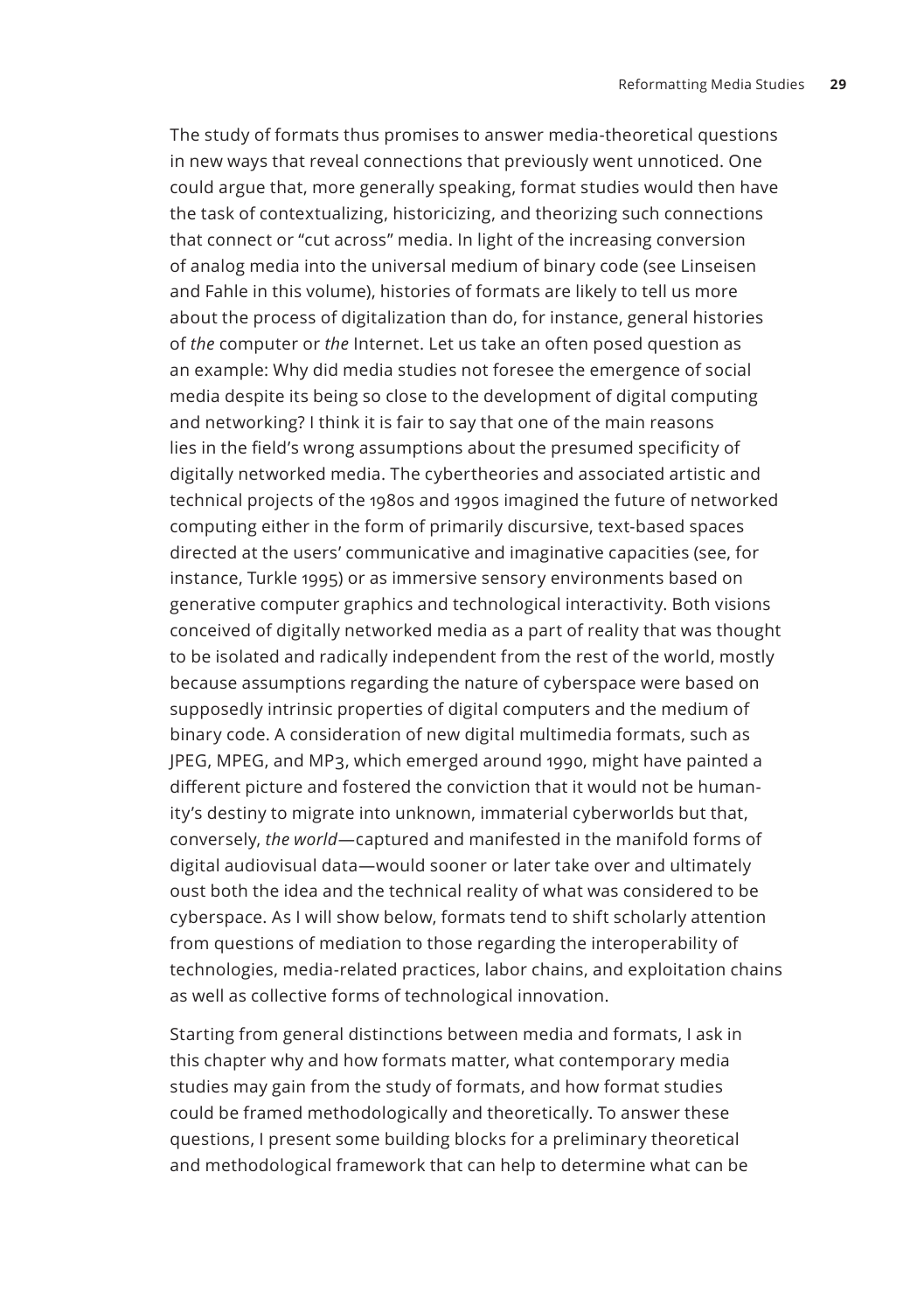The study of formats thus promises to answer media-theoretical questions in new ways that reveal connections that previously went unnoticed. One could argue that, more generally speaking, format studies would then have the task of contextualizing, historicizing, and theorizing such connections that connect or "cut across" media. In light of the increasing conversion of analog media into the universal medium of binary code (see Linseisen and Fahle in this volume), histories of formats are likely to tell us more about the process of digitalization than do, for instance, general histories of *the* computer or *the* Internet. Let us take an often posed question as an example: Why did media studies not foresee the emergence of social media despite its being so close to the development of digital computing and networking? I think it is fair to say that one of the main reasons lies in the field's wrong assumptions about the presumed specificity of digitally networked media. The cybertheories and associated artistic and technical projects of the 1980s and 1990s imagined the future of networked computing either in the form of primarily discursive, text-based spaces directed at the users' communicative and imaginative capacities (see, for instance, Turkle 1995) or as immersive sensory environments based on generative computer graphics and technological interactivity. Both visions conceived of digitally networked media as a part of reality that was thought to be isolated and radically independent from the rest of the world, mostly because assumptions regarding the nature of cyberspace were based on supposedly intrinsic properties of digital computers and the medium of binary code. A consideration of new digital multimedia formats, such as JPEG, MPEG, and MP3, which emerged around 1990, might have painted a different picture and fostered the conviction that it would not be humanity's destiny to migrate into unknown, immaterial cyberworlds but that, conversely, *the world*—captured and manifested in the manifold forms of digital audiovisual data—would sooner or later take over and ultimately oust both the idea and the technical reality of what was considered to be cyberspace. As I will show below, formats tend to shift scholarly attention from questions of mediation to those regarding the interoperability of technologies, media-related practices, labor chains, and exploitation chains as well as collective forms of technological innovation.

Starting from general distinctions between media and formats, I ask in this chapter why and how formats matter, what contemporary media studies may gain from the study of formats, and how format studies could be framed methodologically and theoretically. To answer these questions, I present some building blocks for a preliminary theoretical and methodological framework that can help to determine what can be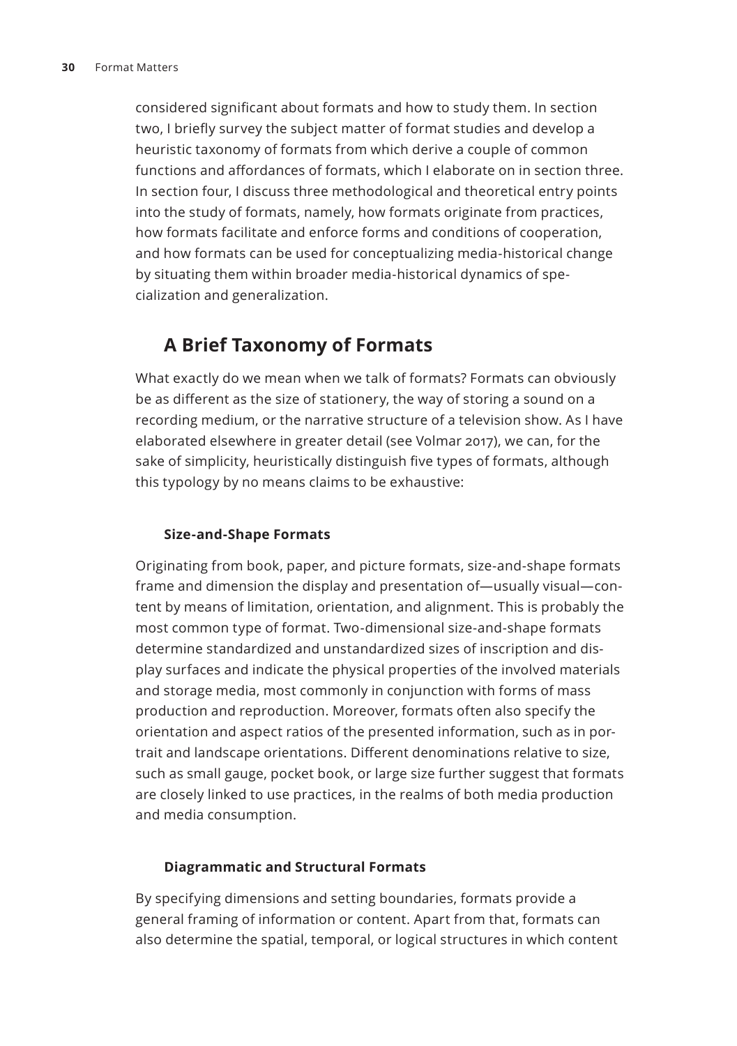considered significant about formats and how to study them. In section two, I briefly survey the subject matter of format studies and develop a heuristic taxonomy of formats from which derive a couple of common functions and affordances of formats, which I elaborate on in section three. In section four, I discuss three methodological and theoretical entry points into the study of formats, namely, how formats originate from practices, how formats facilitate and enforce forms and conditions of cooperation, and how formats can be used for conceptualizing media-historical change by situating them within broader media-historical dynamics of specialization and generalization.

## A Brief Taxonomy of Formats

What exactly do we mean when we talk of formats? Formats can obviously be as different as the size of stationery, the way of storing a sound on a recording medium, or the narrative structure of a television show. As I have elaborated elsewhere in greater detail (see Volmar 2017), we can, for the sake of simplicity, heuristically distinguish five types of formats, although this typology by no means claims to be exhaustive:

### Size-and-Shape Formats

Originating from book, paper, and picture formats, size-and-shape formats frame and dimension the display and presentation of—usually visual—content by means of limitation, orientation, and alignment. This is probably the most common type of format. Two-dimensional size-and-shape formats determine standardized and unstandardized sizes of inscription and display surfaces and indicate the physical properties of the involved materials and storage media, most commonly in conjunction with forms of mass production and reproduction. Moreover, formats often also specify the orientation and aspect ratios of the presented information, such as in portrait and landscape orientations. Different denominations relative to size, such as small gauge, pocket book, or large size further suggest that formats are closely linked to use practices, in the realms of both media production and media consumption.

### Diagrammatic and Structural Formats

By specifying dimensions and setting boundaries, formats provide a general framing of information or content. Apart from that, formats can also determine the spatial, temporal, or logical structures in which content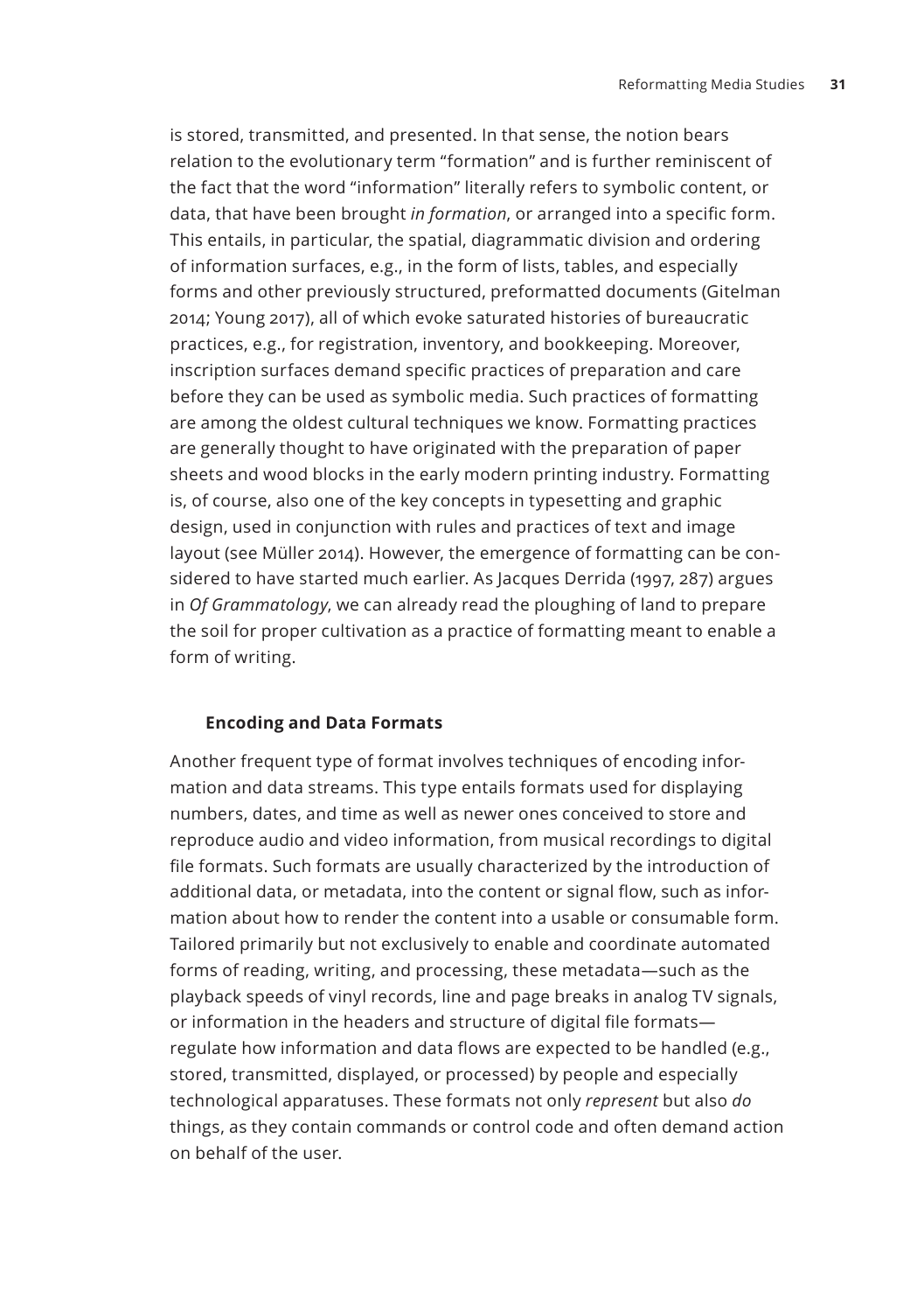is stored, transmitted, and presented. In that sense, the notion bears relation to the evolutionary term "formation" and is further reminiscent of the fact that the word "information" literally refers to symbolic content, or data, that have been brought *in formation*, or arranged into a specific form. This entails, in particular, the spatial, diagrammatic division and ordering of information surfaces, e.g., in the form of lists, tables, and especially forms and other previously structured, preformatted documents (Gitelman 2014; Young 2017), all of which evoke saturated histories of bureaucratic practices, e.g., for registration, inventory, and bookkeeping. Moreover, inscription surfaces demand specific practices of preparation and care before they can be used as symbolic media. Such practices of formatting are among the oldest cultural techniques we know. Formatting practices are generally thought to have originated with the preparation of paper sheets and wood blocks in the early modern printing industry. Formatting is, of course, also one of the key concepts in typesetting and graphic design, used in conjunction with rules and practices of text and image layout (see Müller 2014). However, the emergence of formatting can be considered to have started much earlier. As Jacques Derrida (1997, 287) argues in *Of Grammatology*, we can already read the ploughing of land to prepare the soil for proper cultivation as a practice of formatting meant to enable a form of writing.

#### Encoding and Data Formats

Another frequent type of format involves techniques of encoding information and data streams. This type entails formats used for displaying numbers, dates, and time as well as newer ones conceived to store and reproduce audio and video information, from musical recordings to digital file formats. Such formats are usually characterized by the introduction of additional data, or metadata, into the content or signal flow, such as information about how to render the content into a usable or consumable form. Tailored primarily but not exclusively to enable and coordinate automated forms of reading, writing, and processing, these metadata—such as the playback speeds of vinyl records, line and page breaks in analog TV signals, or information in the headers and structure of digital file formats—regulate how information and data flows are expected to be handled (e.g., stored, transmitted, displayed, or processed) by people and especially technological apparatuses. These formats not only *represent* but also *do* things, as they contain commands or control code and often demand action on behalf of the user.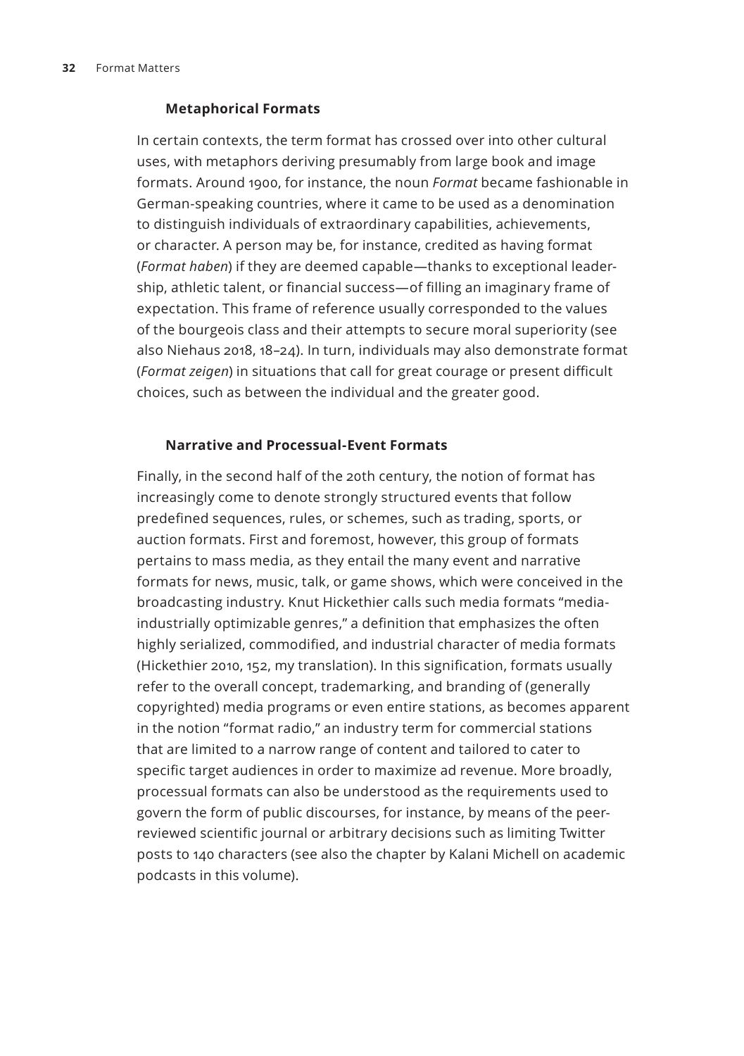### Metaphorical Formats

In certain contexts, the term format has crossed over into other cultural uses, with metaphors deriving presumably from large book and image formats. Around 1900, for instance, the noun *Format* became fashionable in German-speaking countries, where it came to be used as a denomination to distinguish individuals of extraordinary capabilities, achievements, or character. A person may be, for instance, credited as having format (*Format haben*) if they are deemed capable—thanks to exceptional leadership, athletic talent, or financial success—of filling an imaginary frame of expectation. This frame of reference usually corresponded to the values of the bourgeois class and their attempts to secure moral superiority (see also Niehaus 2018, 18–24). In turn, individuals may also demonstrate format (*Format zeigen*) in situations that call for great courage or present difficult choices, such as between the individual and the greater good.

### Narrative and Processual-Event Formats

Finally, in the second half of the 20th century, the notion of format has increasingly come to denote strongly structured events that follow predefined sequences, rules, or schemes, such as trading, sports, or auction formats. First and foremost, however, this group of formats pertains to mass media, as they entail the many event and narrative formats for news, music, talk, or game shows, which were conceived in the broadcasting industry. Knut Hickethier calls such media formats "media-industrially optimizable genres," a definition that emphasizes the often highly serialized, commodified, and industrial character of media formats (Hickethier 2010, 152, my translation). In this signification, formats usually refer to the overall concept, trademarking, and branding of (generally copyrighted) media programs or even entire stations, as becomes apparent in the notion "format radio," an industry term for commercial stations that are limited to a narrow range of content and tailored to cater to specific target audiences in order to maximize ad revenue. More broadly, processual formats can also be understood as the requirements used to govern the form of public discourses, for instance, by means of the peer-reviewed scientific journal or arbitrary decisions such as limiting Twitter posts to 140 characters (see also the chapter by Kalani Michell on academic podcasts in this volume).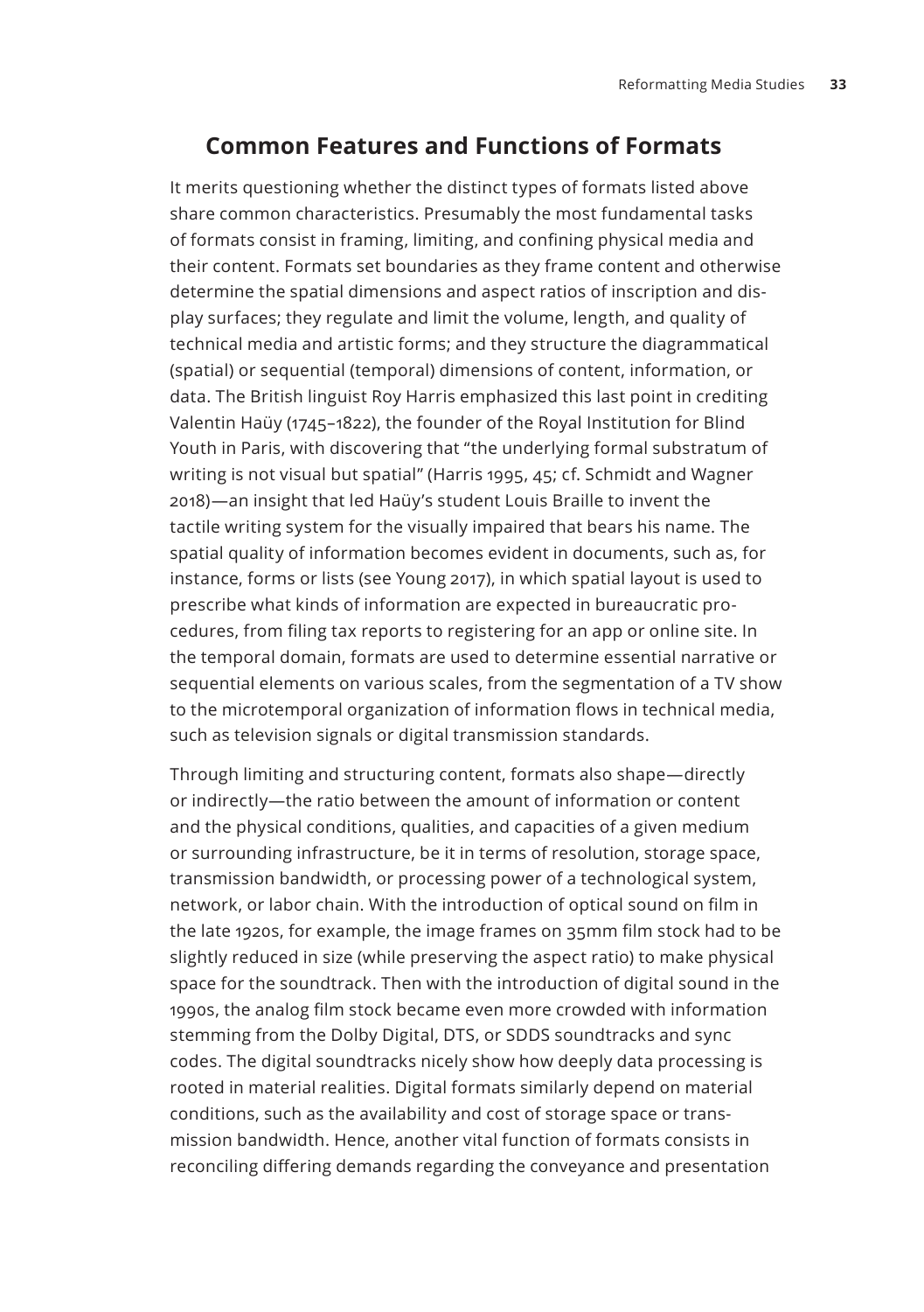## Common Features and Functions of Formats

It merits questioning whether the distinct types of formats listed above share common characteristics. Presumably the most fundamental tasks of formats consist in framing, limiting, and confining physical media and their content. Formats set boundaries as they frame content and otherwise determine the spatial dimensions and aspect ratios of inscription and display surfaces; they regulate and limit the volume, length, and quality of technical media and artistic forms; and they structure the diagrammatical (spatial) or sequential (temporal) dimensions of content, information, or data. The British linguist Roy Harris emphasized this last point in crediting Valentin Haüy (1745–1822), the founder of the Royal Institution for Blind Youth in Paris, with discovering that "the underlying formal substratum of writing is not visual but spatial" (Harris 1995, 45; cf. Schmidt and Wagner 2018)—an insight that led Haüy's student Louis Braille to invent the tactile writing system for the visually impaired that bears his name. The spatial quality of information becomes evident in documents, such as, for instance, forms or lists (see Young 2017), in which spatial layout is used to prescribe what kinds of information are expected in bureaucratic procedures, from filing tax reports to registering for an app or online site. In the temporal domain, formats are used to determine essential narrative or sequential elements on various scales, from the segmentation of a TV show to the microtemporal organization of information flows in technical media, such as television signals or digital transmission standards.

Through limiting and structuring content, formats also shape—directly or indirectly—the ratio between the amount of information or content and the physical conditions, qualities, and capacities of a given medium or surrounding infrastructure, be it in terms of resolution, storage space, transmission bandwidth, or processing power of a technological system, network, or labor chain. With the introduction of optical sound on film in the late 1920s, for example, the image frames on 35mm film stock had to be slightly reduced in size (while preserving the aspect ratio) to make physical space for the soundtrack. Then with the introduction of digital sound in the 1990s, the analog film stock became even more crowded with information stemming from the Dolby Digital, DTS, or SDDS soundtracks and sync codes. The digital soundtracks nicely show how deeply data processing is rooted in material realities. Digital formats similarly depend on material conditions, such as the availability and cost of storage space or transmission bandwidth. Hence, another vital function of formats consists in reconciling differing demands regarding the conveyance and presentation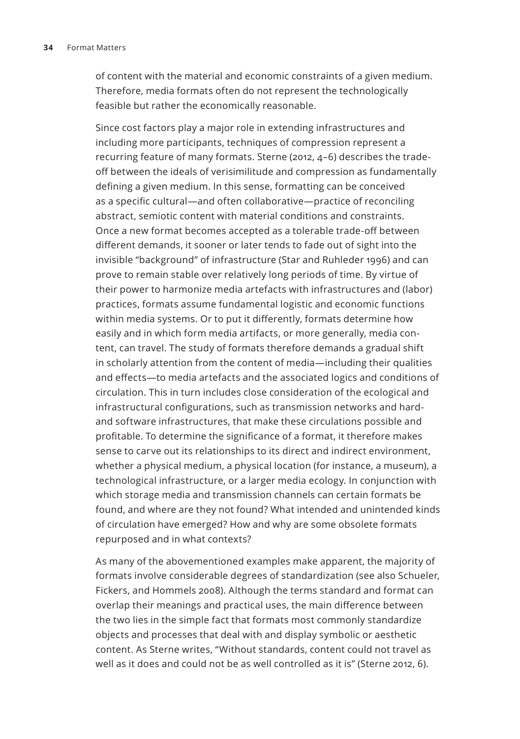of content with the material and economic constraints of a given medium. Therefore, media formats often do not represent the technologically feasible but rather the economically reasonable.

Since cost factors play a major role in extending infrastructures and including more participants, techniques of compression represent a recurring feature of many formats. Sterne (2012, 4–6) describes the trade-off between the ideals of verisimilitude and compression as fundamentally defining a given medium. In this sense, formatting can be conceived as a specific cultural—and often collaborative—practice of reconciling abstract, semiotic content with material conditions and constraints. Once a new format becomes accepted as a tolerable trade-off between different demands, it sooner or later tends to fade out of sight into the invisible "background" of infrastructure (Star and Ruhleder 1996) and can prove to remain stable over relatively long periods of time. By virtue of their power to harmonize media artefacts with infrastructures and (labor) practices, formats assume fundamental logistic and economic functions within media systems. Or to put it differently, formats determine how easily and in which form media artifacts, or more generally, media content, can travel. The study of formats therefore demands a gradual shift in scholarly attention from the content of media—including their qualities and effects—to media artefacts and the associated logics and conditions of circulation. This in turn includes close consideration of the ecological and infrastructural configurations, such as transmission networks and hard- and software infrastructures, that make these circulations possible and profitable. To determine the significance of a format, it therefore makes sense to carve out its relationships to its direct and indirect environment, whether a physical medium, a physical location (for instance, a museum), a technological infrastructure, or a larger media ecology. In conjunction with which storage media and transmission channels can certain formats be found, and where are they not found? What intended and unintended kinds of circulation have emerged? How and why are some obsolete formats repurposed and in what contexts?

As many of the abovementioned examples make apparent, the majority of formats involve considerable degrees of standardization (see also Schueler, Fickers, and Hommels 2008). Although the terms standard and format can overlap their meanings and practical uses, the main difference between the two lies in the simple fact that formats most commonly standardize objects and processes that deal with and display symbolic or aesthetic content. As Sterne writes, "Without standards, content could not travel as well as it does and could not be as well controlled as it is" (Sterne 2012, 6).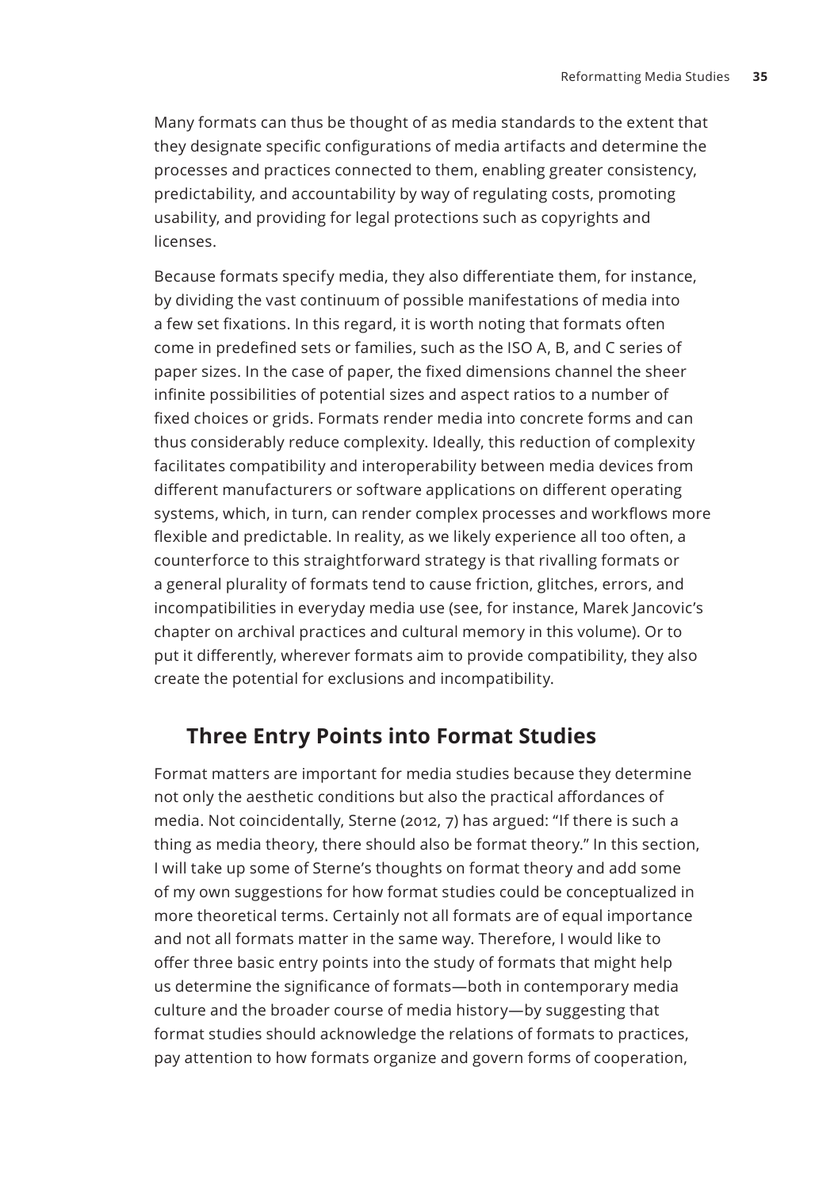Many formats can thus be thought of as media standards to the extent that they designate specific configurations of media artifacts and determine the processes and practices connected to them, enabling greater consistency, predictability, and accountability by way of regulating costs, promoting usability, and providing for legal protections such as copyrights and licenses.

Because formats specify media, they also differentiate them, for instance, by dividing the vast continuum of possible manifestations of media into a few set fixations. In this regard, it is worth noting that formats often come in predefined sets or families, such as the ISO A, B, and C series of paper sizes. In the case of paper, the fixed dimensions channel the sheer infinite possibilities of potential sizes and aspect ratios to a number of fixed choices or grids. Formats render media into concrete forms and can thus considerably reduce complexity. Ideally, this reduction of complexity facilitates compatibility and interoperability between media devices from different manufacturers or software applications on different operating systems, which, in turn, can render complex processes and workflows more flexible and predictable. In reality, as we likely experience all too often, a counterforce to this straightforward strategy is that rivalling formats or a general plurality of formats tend to cause friction, glitches, errors, and incompatibilities in everyday media use (see, for instance, Marek Jancovic's chapter on archival practices and cultural memory in this volume). Or to put it differently, wherever formats aim to provide compatibility, they also create the potential for exclusions and incompatibility.

## Three Entry Points into Format Studies

Format matters are important for media studies because they determine not only the aesthetic conditions but also the practical affordances of media. Not coincidentally, Sterne (2012, 7) has argued: "If there is such a thing as media theory, there should also be format theory." In this section, I will take up some of Sterne's thoughts on format theory and add some of my own suggestions for how format studies could be conceptualized in more theoretical terms. Certainly not all formats are of equal importance and not all formats matter in the same way. Therefore, I would like to offer three basic entry points into the study of formats that might help us determine the significance of formats—both in contemporary media culture and the broader course of media history—by suggesting that format studies should acknowledge the relations of formats to practices, pay attention to how formats organize and govern forms of cooperation,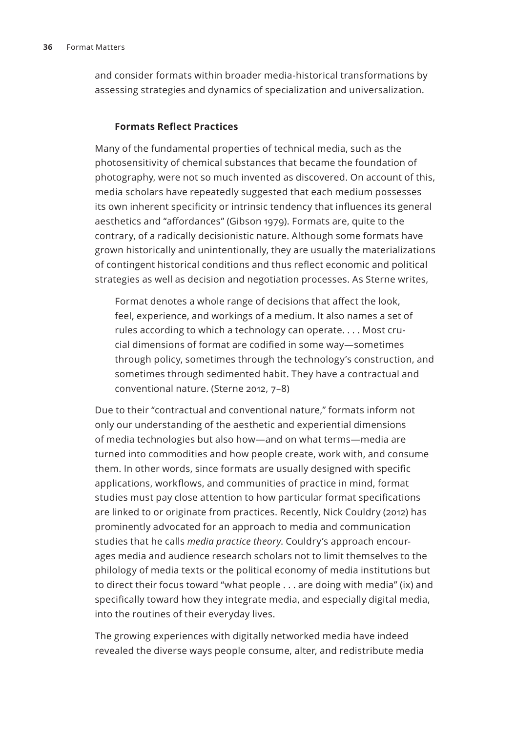and consider formats within broader media-historical transformations by assessing strategies and dynamics of specialization and universalization.

### Formats Reflect Practices

Many of the fundamental properties of technical media, such as the photosensitivity of chemical substances that became the foundation of photography, were not so much invented as discovered. On account of this, media scholars have repeatedly suggested that each medium possesses its own inherent specificity or intrinsic tendency that influences its general aesthetics and "affordances" (Gibson 1979). Formats are, quite to the contrary, of a radically decisionistic nature. Although some formats have grown historically and unintentionally, they are usually the materializations of contingent historical conditions and thus reflect economic and political strategies as well as decision and negotiation processes. As Sterne writes,

> Format denotes a whole range of decisions that affect the look, feel, experience, and workings of a medium. It also names a set of rules according to which a technology can operate. . . . Most crucial dimensions of format are codified in some way—sometimes through policy, sometimes through the technology's construction, and sometimes through sedimented habit. They have a contractual and conventional nature. (Sterne 2012, 7–8)

Due to their "contractual and conventional nature," formats inform not only our understanding of the aesthetic and experiential dimensions of media technologies but also how—and on what terms—media are turned into commodities and how people create, work with, and consume them. In other words, since formats are usually designed with specific applications, workflows, and communities of practice in mind, format studies must pay close attention to how particular format specifications are linked to or originate from practices. Recently, Nick Couldry (2012) has prominently advocated for an approach to media and communication studies that he calls *media practice theory*. Couldry's approach encourages media and audience research scholars not to limit themselves to the philology of media texts or the political economy of media institutions but to direct their focus toward "what people . . . are doing with media" (ix) and specifically toward how they integrate media, and especially digital media, into the routines of their everyday lives.

The growing experiences with digitally networked media have indeed revealed the diverse ways people consume, alter, and redistribute media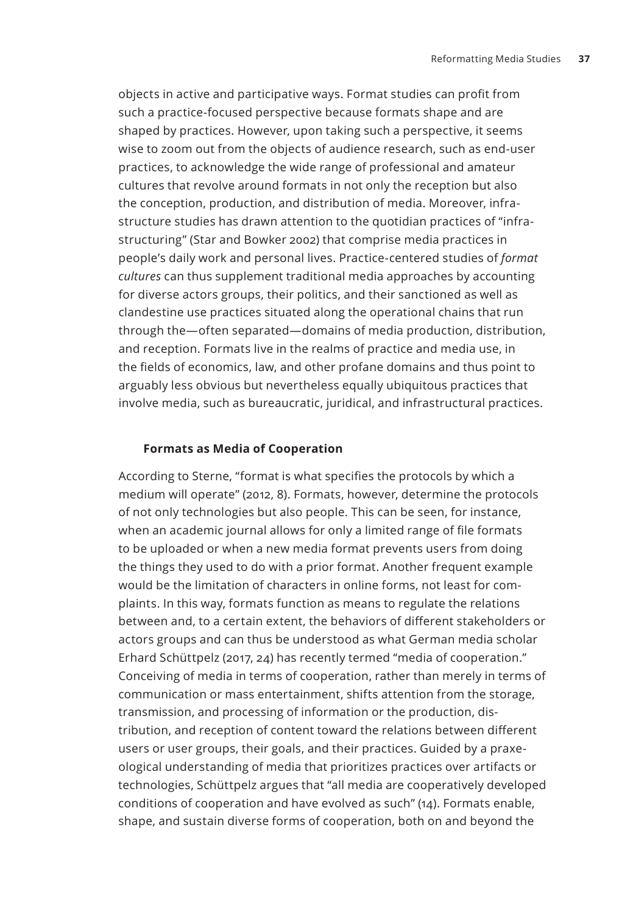objects in active and participative ways. Format studies can profit from such a practice-focused perspective because formats shape and are shaped by practices. However, upon taking such a perspective, it seems wise to zoom out from the objects of audience research, such as end-user practices, to acknowledge the wide range of professional and amateur cultures that revolve around formats in not only the reception but also the conception, production, and distribution of media. Moreover, infrastructure studies has drawn attention to the quotidian practices of "infrastructuring" (Star and Bowker 2002) that comprise media practices in people's daily work and personal lives. Practice-centered studies of *format cultures* can thus supplement traditional media approaches by accounting for diverse actors groups, their politics, and their sanctioned as well as clandestine use practices situated along the operational chains that run through the—often separated—domains of media production, distribution, and reception. Formats live in the realms of practice and media use, in the fields of economics, law, and other profane domains and thus point to arguably less obvious but nevertheless equally ubiquitous practices that involve media, such as bureaucratic, juridical, and infrastructural practices.

### Formats as Media of Cooperation

According to Sterne, "format is what specifies the protocols by which a medium will operate" (2012, 8). Formats, however, determine the protocols of not only technologies but also people. This can be seen, for instance, when an academic journal allows for only a limited range of file formats to be uploaded or when a new media format prevents users from doing the things they used to do with a prior format. Another frequent example would be the limitation of characters in online forms, not least for complaints. In this way, formats function as means to regulate the relations between and, to a certain extent, the behaviors of different stakeholders or actors groups and can thus be understood as what German media scholar Erhard Schüttpelz (2017, 24) has recently termed "media of cooperation." Conceiving of media in terms of cooperation, rather than merely in terms of communication or mass entertainment, shifts attention from the storage, transmission, and processing of information or the production, distribution, and reception of content toward the relations between different users or user groups, their goals, and their practices. Guided by a praxeological understanding of media that prioritizes practices over artifacts or technologies, Schüttpelz argues that "all media are cooperatively developed conditions of cooperation and have evolved as such" (14). Formats enable, shape, and sustain diverse forms of cooperation, both on and beyond the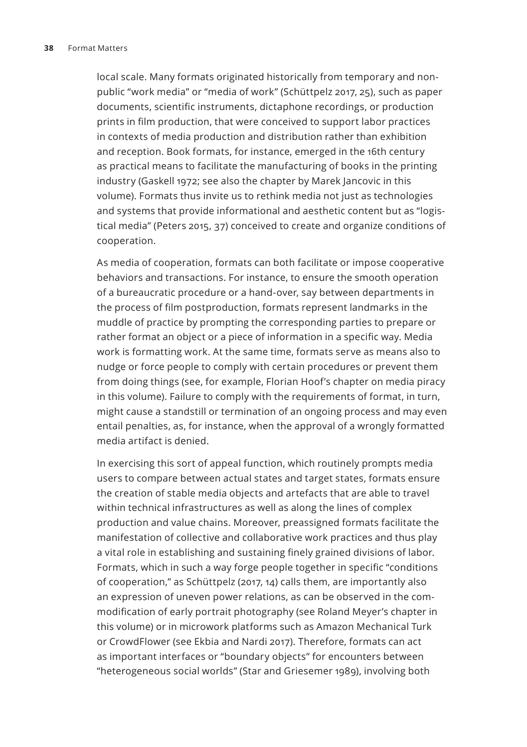local scale. Many formats originated historically from temporary and non-public "work media" or "media of work" (Schüttpelz 2017, 25), such as paper documents, scientific instruments, dictaphone recordings, or production prints in film production, that were conceived to support labor practices in contexts of media production and distribution rather than exhibition and reception. Book formats, for instance, emerged in the 16th century as practical means to facilitate the manufacturing of books in the printing industry (Gaskell 1972; see also the chapter by Marek Jancovic in this volume). Formats thus invite us to rethink media not just as technologies and systems that provide informational and aesthetic content but as "logistical media" (Peters 2015, 37) conceived to create and organize conditions of cooperation.

As media of cooperation, formats can both facilitate or impose cooperative behaviors and transactions. For instance, to ensure the smooth operation of a bureaucratic procedure or a hand-over, say between departments in the process of film postproduction, formats represent landmarks in the muddle of practice by prompting the corresponding parties to prepare or rather format an object or a piece of information in a specific way. Media work is formatting work. At the same time, formats serve as means also to nudge or force people to comply with certain procedures or prevent them from doing things (see, for example, Florian Hoof's chapter on media piracy in this volume). Failure to comply with the requirements of format, in turn, might cause a standstill or termination of an ongoing process and may even entail penalties, as, for instance, when the approval of a wrongly formatted media artifact is denied.

In exercising this sort of appeal function, which routinely prompts media users to compare between actual states and target states, formats ensure the creation of stable media objects and artefacts that are able to travel within technical infrastructures as well as along the lines of complex production and value chains. Moreover, preassigned formats facilitate the manifestation of collective and collaborative work practices and thus play a vital role in establishing and sustaining finely grained divisions of labor. Formats, which in such a way forge people together in specific "conditions of cooperation," as Schüttpelz (2017, 14) calls them, are importantly also an expression of uneven power relations, as can be observed in the commodification of early portrait photography (see Roland Meyer's chapter in this volume) or in microwork platforms such as Amazon Mechanical Turk or CrowdFlower (see Ekbia and Nardi 2017). Therefore, formats can act as important interfaces or "boundary objects" for encounters between "heterogeneous social worlds" (Star and Griesemer 1989), involving both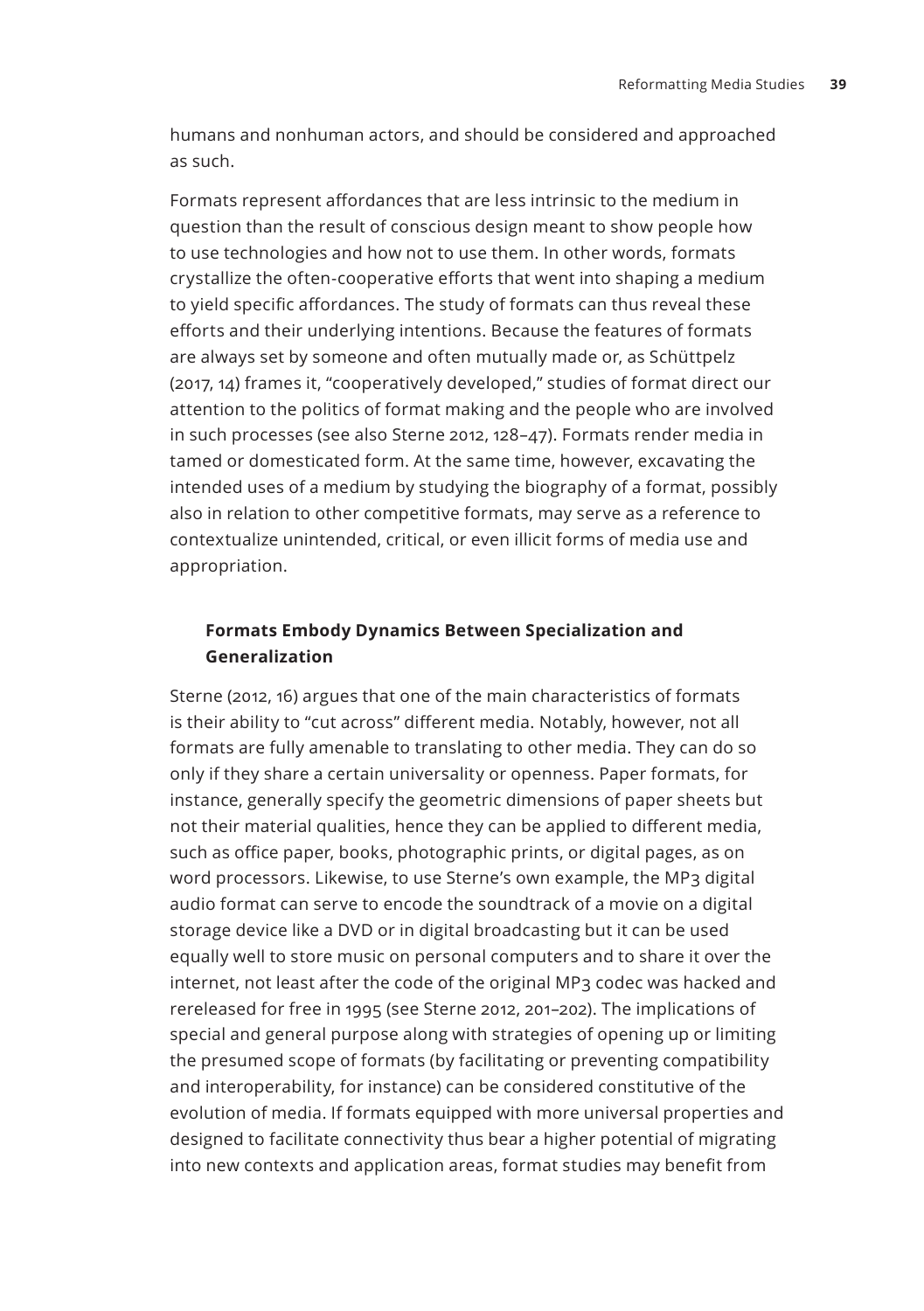humans and nonhuman actors, and should be considered and approached as such.

Formats represent affordances that are less intrinsic to the medium in question than the result of conscious design meant to show people how to use technologies and how not to use them. In other words, formats crystallize the often-cooperative efforts that went into shaping a medium to yield specific affordances. The study of formats can thus reveal these efforts and their underlying intentions. Because the features of formats are always set by someone and often mutually made or, as Schüttpelz (2017, 14) frames it, "cooperatively developed," studies of format direct our attention to the politics of format making and the people who are involved in such processes (see also Sterne 2012, 128–47). Formats render media in tamed or domesticated form. At the same time, however, excavating the intended uses of a medium by studying the biography of a format, possibly also in relation to other competitive formats, may serve as a reference to contextualize unintended, critical, or even illicit forms of media use and appropriation.

### Formats Embody Dynamics Between Specialization and Generalization

Sterne (2012, 16) argues that one of the main characteristics of formats is their ability to "cut across" different media. Notably, however, not all formats are fully amenable to translating to other media. They can do so only if they share a certain universality or openness. Paper formats, for instance, generally specify the geometric dimensions of paper sheets but not their material qualities, hence they can be applied to different media, such as office paper, books, photographic prints, or digital pages, as on word processors. Likewise, to use Sterne's own example, the MP3 digital audio format can serve to encode the soundtrack of a movie on a digital storage device like a DVD or in digital broadcasting but it can be used equally well to store music on personal computers and to share it over the internet, not least after the code of the original MP3 codec was hacked and rereleased for free in 1995 (see Sterne 2012, 201–202). The implications of special and general purpose along with strategies of opening up or limiting the presumed scope of formats (by facilitating or preventing compatibility and interoperability, for instance) can be considered constitutive of the evolution of media. If formats equipped with more universal properties and designed to facilitate connectivity thus bear a higher potential of migrating into new contexts and application areas, format studies may benefit from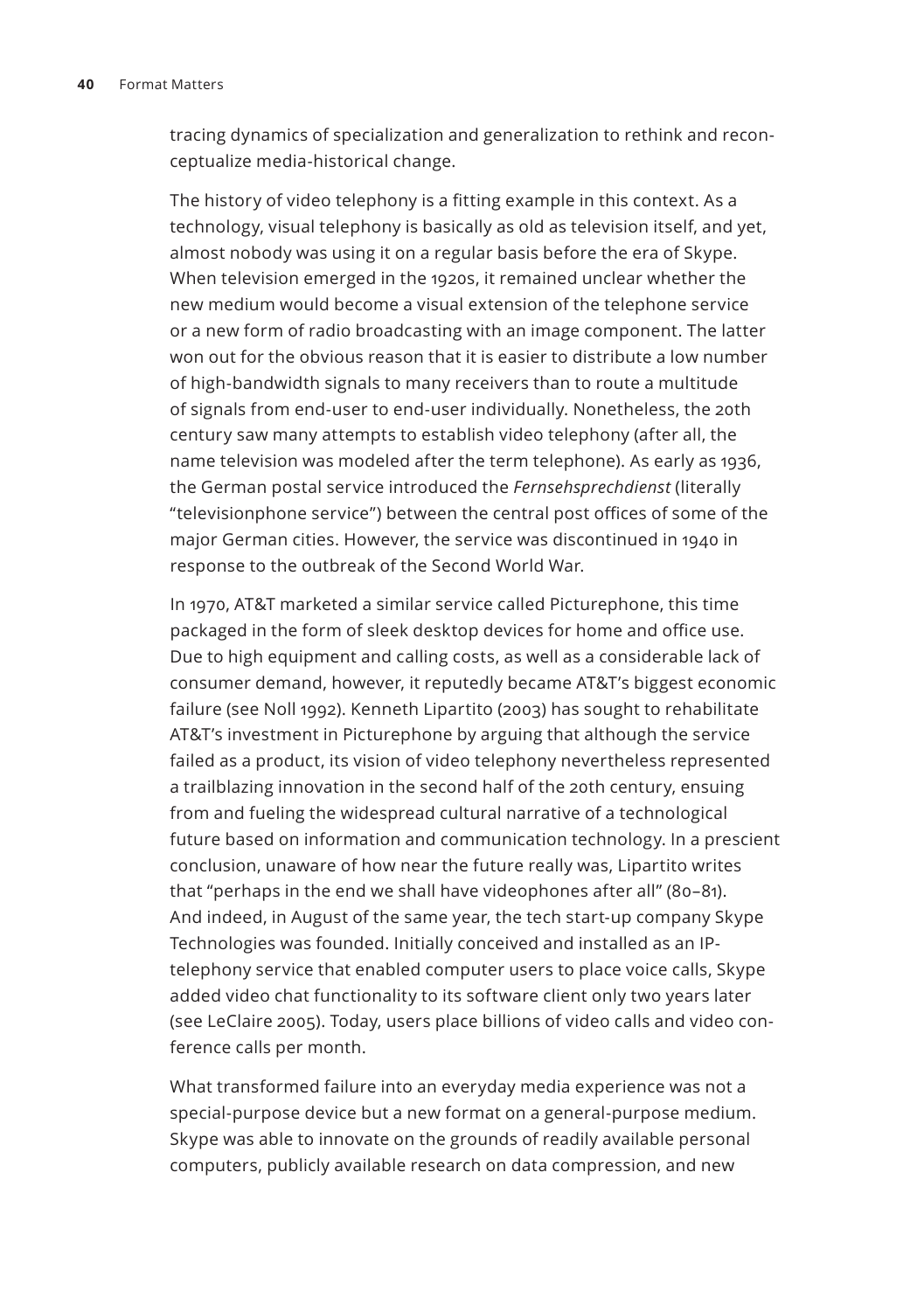tracing dynamics of specialization and generalization to rethink and reconceptualize media-historical change.

The history of video telephony is a fitting example in this context. As a technology, visual telephony is basically as old as television itself, and yet, almost nobody was using it on a regular basis before the era of Skype. When television emerged in the 1920s, it remained unclear whether the new medium would become a visual extension of the telephone service or a new form of radio broadcasting with an image component. The latter won out for the obvious reason that it is easier to distribute a low number of high-bandwidth signals to many receivers than to route a multitude of signals from end-user to end-user individually. Nonetheless, the 20th century saw many attempts to establish video telephony (after all, the name television was modeled after the term telephone). As early as 1936, the German postal service introduced the *Fernsehsprechdienst* (literally "televisionphone service") between the central post offices of some of the major German cities. However, the service was discontinued in 1940 in response to the outbreak of the Second World War.

In 1970, AT&T marketed a similar service called Picturephone, this time packaged in the form of sleek desktop devices for home and office use. Due to high equipment and calling costs, as well as a considerable lack of consumer demand, however, it reputedly became AT&T's biggest economic failure (see Noll 1992). Kenneth Lipartito (2003) has sought to rehabilitate AT&T's investment in Picturephone by arguing that although the service failed as a product, its vision of video telephony nevertheless represented a trailblazing innovation in the second half of the 20th century, ensuing from and fueling the widespread cultural narrative of a technological future based on information and communication technology. In a prescient conclusion, unaware of how near the future really was, Lipartito writes that "perhaps in the end we shall have videophones after all" (80–81). And indeed, in August of the same year, the tech start-up company Skype Technologies was founded. Initially conceived and installed as an IP-telephony service that enabled computer users to place voice calls, Skype added video chat functionality to its software client only two years later (see LeClaire 2005). Today, users place billions of video calls and video conference calls per month.

What transformed failure into an everyday media experience was not a special-purpose device but a new format on a general-purpose medium. Skype was able to innovate on the grounds of readily available personal computers, publicly available research on data compression, and new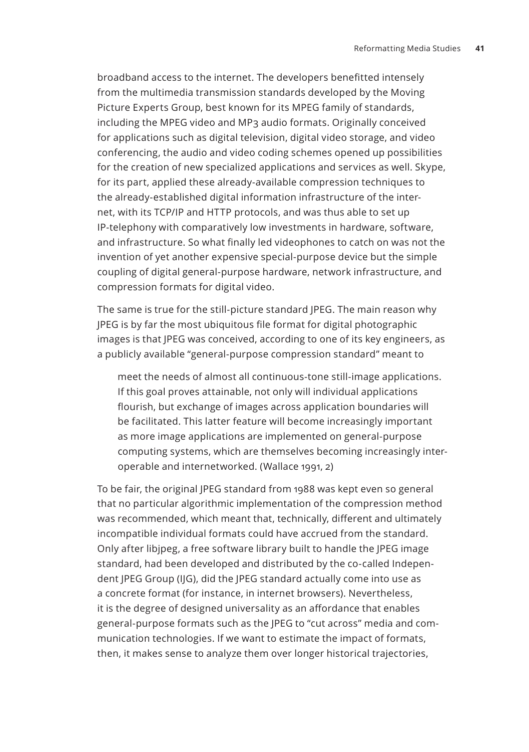broadband access to the internet. The developers benefitted intensely from the multimedia transmission standards developed by the Moving Picture Experts Group, best known for its MPEG family of standards, including the MPEG video and MP3 audio formats. Originally conceived for applications such as digital television, digital video storage, and video conferencing, the audio and video coding schemes opened up possibilities for the creation of new specialized applications and services as well. Skype, for its part, applied these already-available compression techniques to the already-established digital information infrastructure of the internet, with its TCP/IP and HTTP protocols, and was thus able to set up IP-telephony with comparatively low investments in hardware, software, and infrastructure. So what finally led videophones to catch on was not the invention of yet another expensive special-purpose device but the simple coupling of digital general-purpose hardware, network infrastructure, and compression formats for digital video.

The same is true for the still-picture standard JPEG. The main reason why JPEG is by far the most ubiquitous file format for digital photographic images is that JPEG was conceived, according to one of its key engineers, as a publicly available "general-purpose compression standard" meant to

> meet the needs of almost all continuous-tone still-image applications. If this goal proves attainable, not only will individual applications flourish, but exchange of images across application boundaries will be facilitated. This latter feature will become increasingly important as more image applications are implemented on general-purpose computing systems, which are themselves becoming increasingly interoperable and internetworked. (Wallace 1991, 2)

To be fair, the original JPEG standard from 1988 was kept even so general that no particular algorithmic implementation of the compression method was recommended, which meant that, technically, different and ultimately incompatible individual formats could have accrued from the standard. Only after libjpeg, a free software library built to handle the JPEG image standard, had been developed and distributed by the co-called Independent JPEG Group (IJG), did the JPEG standard actually come into use as a concrete format (for instance, in internet browsers). Nevertheless, it is the degree of designed universality as an affordance that enables general-purpose formats such as the JPEG to "cut across" media and communication technologies. If we want to estimate the impact of formats, then, it makes sense to analyze them over longer historical trajectories,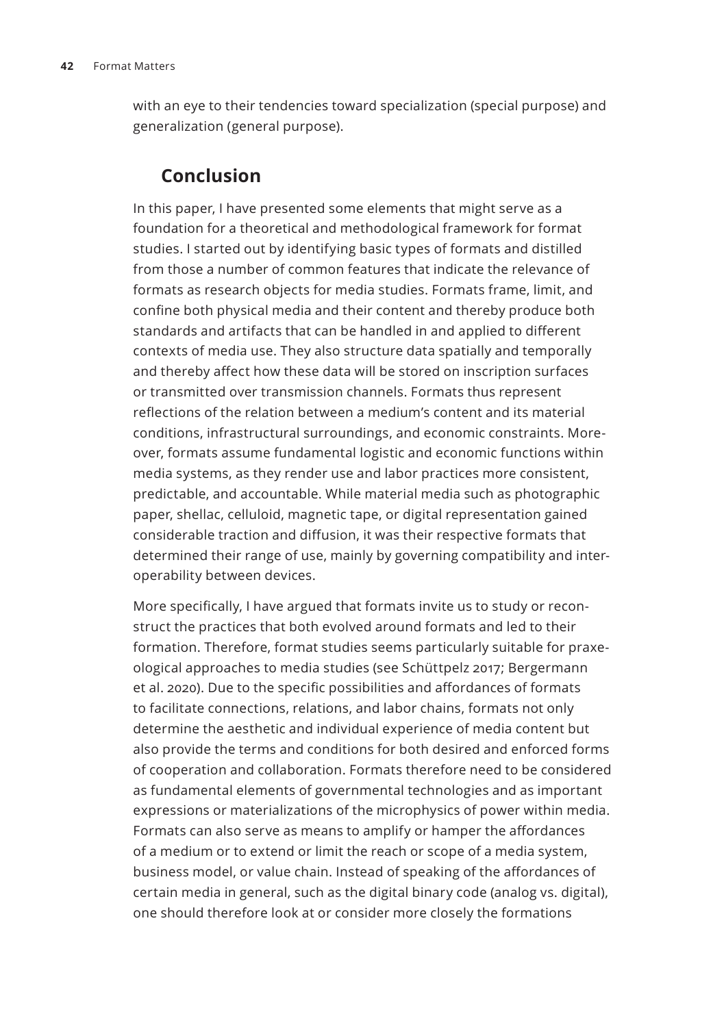with an eye to their tendencies toward specialization (special purpose) and generalization (general purpose).

## Conclusion

In this paper, I have presented some elements that might serve as a foundation for a theoretical and methodological framework for format studies. I started out by identifying basic types of formats and distilled from those a number of common features that indicate the relevance of formats as research objects for media studies. Formats frame, limit, and confine both physical media and their content and thereby produce both standards and artifacts that can be handled in and applied to different contexts of media use. They also structure data spatially and temporally and thereby affect how these data will be stored on inscription surfaces or transmitted over transmission channels. Formats thus represent reflections of the relation between a medium's content and its material conditions, infrastructural surroundings, and economic constraints. Moreover, formats assume fundamental logistic and economic functions within media systems, as they render use and labor practices more consistent, predictable, and accountable. While material media such as photographic paper, shellac, celluloid, magnetic tape, or digital representation gained considerable traction and diffusion, it was their respective formats that determined their range of use, mainly by governing compatibility and interoperability between devices.

More specifically, I have argued that formats invite us to study or reconstruct the practices that both evolved around formats and led to their formation. Therefore, format studies seems particularly suitable for praxeological approaches to media studies (see Schüttpelz 2017; Bergermann et al. 2020). Due to the specific possibilities and affordances of formats to facilitate connections, relations, and labor chains, formats not only determine the aesthetic and individual experience of media content but also provide the terms and conditions for both desired and enforced forms of cooperation and collaboration. Formats therefore need to be considered as fundamental elements of governmental technologies and as important expressions or materializations of the microphysics of power within media. Formats can also serve as means to amplify or hamper the affordances of a medium or to extend or limit the reach or scope of a media system, business model, or value chain. Instead of speaking of the affordances of certain media in general, such as the digital binary code (analog vs. digital), one should therefore look at or consider more closely the formations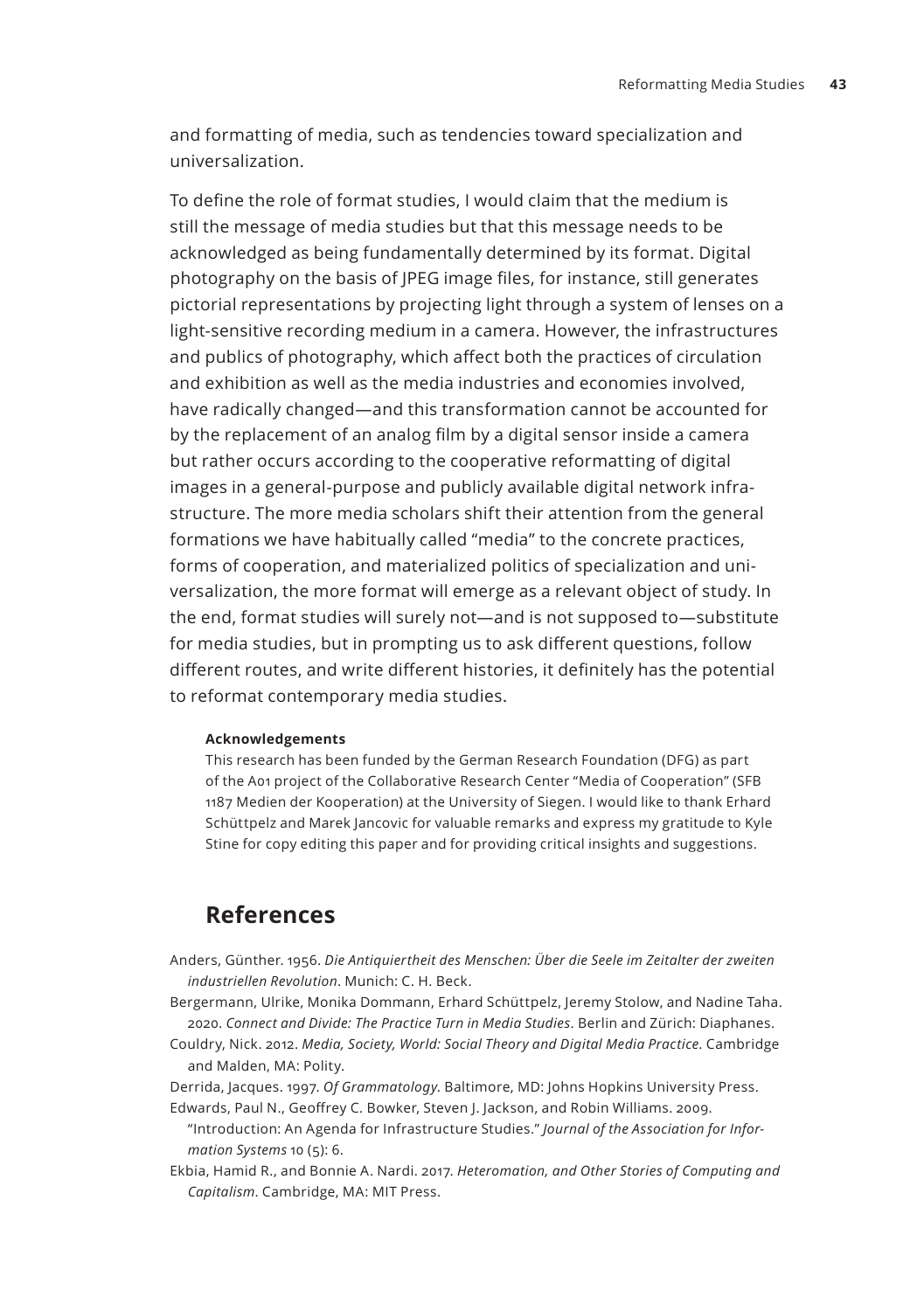and formatting of media, such as tendencies toward specialization and universalization.

To define the role of format studies, I would claim that the medium is still the message of media studies but that this message needs to be acknowledged as being fundamentally determined by its format. Digital photography on the basis of JPEG image files, for instance, still generates pictorial representations by projecting light through a system of lenses on a light-sensitive recording medium in a camera. However, the infrastructures and publics of photography, which affect both the practices of circulation and exhibition as well as the media industries and economies involved, have radically changed—and this transformation cannot be accounted for by the replacement of an analog film by a digital sensor inside a camera but rather occurs according to the cooperative reformatting of digital images in a general-purpose and publicly available digital network infrastructure. The more media scholars shift their attention from the general formations we have habitually called "media" to the concrete practices, forms of cooperation, and materialized politics of specialization and universalization, the more format will emerge as a relevant object of study. In the end, format studies will surely not—and is not supposed to—substitute for media studies, but in prompting us to ask different questions, follow different routes, and write different histories, it definitely has the potential to reformat contemporary media studies.

**Acknowledgements**

This research has been funded by the German Research Foundation (DFG) as part of the A01 project of the Collaborative Research Center "Media of Cooperation" (SFB 1187 Medien der Kooperation) at the University of Siegen. I would like to thank Erhard Schüttpelz and Marek Jancovic for valuable remarks and express my gratitude to Kyle Stine for copy editing this paper and for providing critical insights and suggestions.

## References

Anders, Günther. 1956. *Die Antiquiertheit des Menschen: Über die Seele im Zeitalter der zweiten industriellen Revolution*. Munich: C. H. Beck.

Bergermann, Ulrike, Monika Dommann, Erhard Schüttpelz, Jeremy Stolow, and Nadine Taha. 2020. *Connect and Divide: The Practice Turn in Media Studies*. Berlin and Zürich: Diaphanes.

Couldry, Nick. 2012. *Media, Society, World: Social Theory and Digital Media Practice*. Cambridge and Malden, MA: Polity.

Derrida, Jacques. 1997. *Of Grammatology*. Baltimore, MD: Johns Hopkins University Press.

Edwards, Paul N., Geoffrey C. Bowker, Steven J. Jackson, and Robin Williams. 2009. "Introduction: An Agenda for Infrastructure Studies." *Journal of the Association for Information Systems* 10 (5): 6.

Ekbia, Hamid R., and Bonnie A. Nardi. 2017. *Heteromation, and Other Stories of Computing and Capitalism*. Cambridge, MA: MIT Press.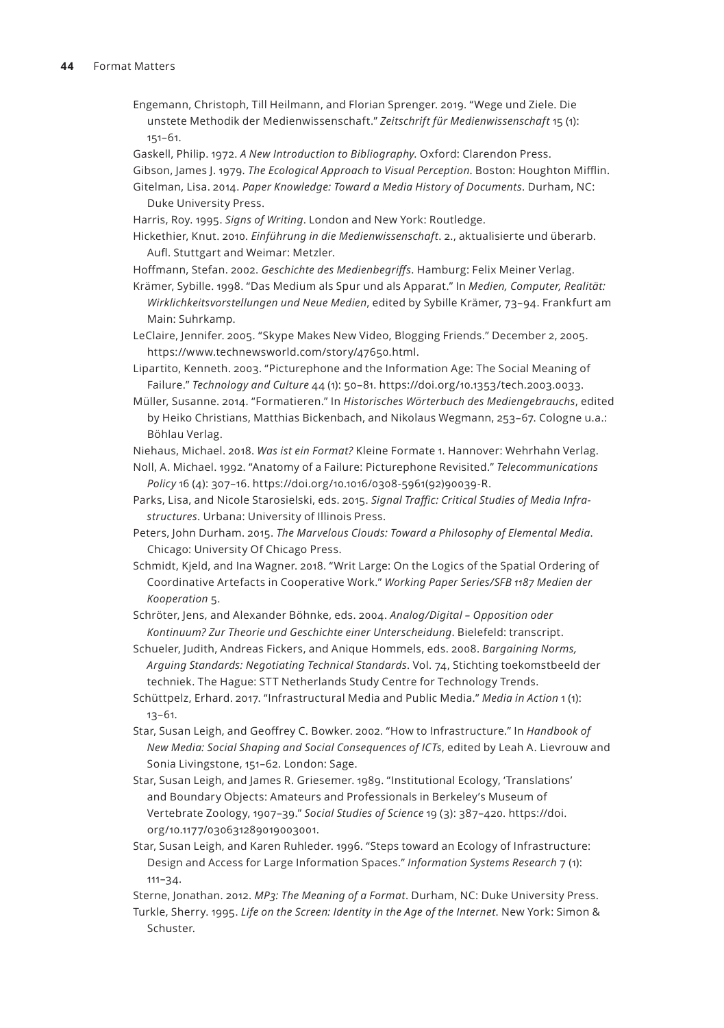Engemann, Christoph, Till Heilmann, and Florian Sprenger. 2019. “Wege und Ziele. Die unstete Methodik der Medienwissenschaft.” *Zeitschrift für Medienwissenschaft* 15 (1): 151–61.

Gaskell, Philip. 1972. *A New Introduction to Bibliography*. Oxford: Clarendon Press.

Gibson, James J. 1979. *The Ecological Approach to Visual Perception*. Boston: Houghton Mifflin.

Gitelman, Lisa. 2014. *Paper Knowledge: Toward a Media History of Documents*. Durham, NC: Duke University Press.

Harris, Roy. 1995. *Signs of Writing*. London and New York: Routledge.

Hickethier, Knut. 2010. *Einführung in die Medienwissenschaft*. 2., aktualisierte und überarb. Aufl. Stuttgart and Weimar: Metzler.

Hoffmann, Stefan. 2002. *Geschichte des Medienbegriffs*. Hamburg: Felix Meiner Verlag.

Krämer, Sybille. 1998. “Das Medium als Spur und als Apparat.” In *Medien, Computer, Realität: Wirklichkeitsvorstellungen und Neue Medien*, edited by Sybille Krämer, 73–94. Frankfurt am Main: Suhrkamp.

LeClaire, Jennifer. 2005. “Skype Makes New Video, Blogging Friends.” December 2, 2005. https://www.technewsworld.com/story/47650.html.

Lipartito, Kenneth. 2003. “Picturephone and the Information Age: The Social Meaning of Failure.” *Technology and Culture* 44 (1): 50–81. https://doi.org/10.1353/tech.2003.0033.

Müller, Susanne. 2014. “Formatieren.” In *Historisches Wörterbuch des Mediengebrauchs*, edited by Heiko Christians, Matthias Bickenbach, and Nikolaus Wegmann, 253–67. Cologne u.a.: Böhlau Verlag.

Niehaus, Michael. 2018. *Was ist ein Format?* Kleine Formate 1. Hannover: Wehrhahn Verlag.

Noll, A. Michael. 1992. “Anatomy of a Failure: Picturephone Revisited.” *Telecommunications Policy* 16 (4): 307–16. https://doi.org/10.1016/0308-5961(92)90039-R.

Parks, Lisa, and Nicole Starosielski, eds. 2015. *Signal Traffic: Critical Studies of Media Infrastructures*. Urbana: University of Illinois Press.

Peters, John Durham. 2015. *The Marvelous Clouds: Toward a Philosophy of Elemental Media*. Chicago: University Of Chicago Press.

Schmidt, Kjeld, and Ina Wagner. 2018. “Writ Large: On the Logics of the Spatial Ordering of Coordinative Artefacts in Cooperative Work.” *Working Paper Series/SFB 1187 Medien der Kooperation* 5.

Schröter, Jens, and Alexander Böhnke, eds. 2004. *Analog/Digital – Opposition oder Kontinuum? Zur Theorie und Geschichte einer Unterscheidung*. Bielefeld: transcript.

Schueler, Judith, Andreas Fickers, and Anique Hommels, eds. 2008. *Bargaining Norms, Arguing Standards: Negotiating Technical Standards*. Vol. 74, Stichting toekomstbeeld der techniek. The Hague: STT Netherlands Study Centre for Technology Trends.

Schüttpelz, Erhard. 2017. “Infrastructural Media and Public Media.” *Media in Action* 1 (1): 13–61.

Star, Susan Leigh, and Geoffrey C. Bowker. 2002. “How to Infrastructure.” In *Handbook of New Media: Social Shaping and Social Consequences of ICTs*, edited by Leah A. Lievrouw and Sonia Livingstone, 151–62. London: Sage.

Star, Susan Leigh, and James R. Griesemer. 1989. “Institutional Ecology, ‘Translations’ and Boundary Objects: Amateurs and Professionals in Berkeley’s Museum of Vertebrate Zoology, 1907–39.” *Social Studies of Science* 19 (3): 387–420. https://doi.org/10.1177/030631289019003001.

Star, Susan Leigh, and Karen Ruhleder. 1996. “Steps toward an Ecology of Infrastructure: Design and Access for Large Information Spaces.” *Information Systems Research* 7 (1): 111–34.

Sterne, Jonathan. 2012. *MP3: The Meaning of a Format*. Durham, NC: Duke University Press.

Turkle, Sherry. 1995. *Life on the Screen: Identity in the Age of the Internet*. New York: Simon & Schuster.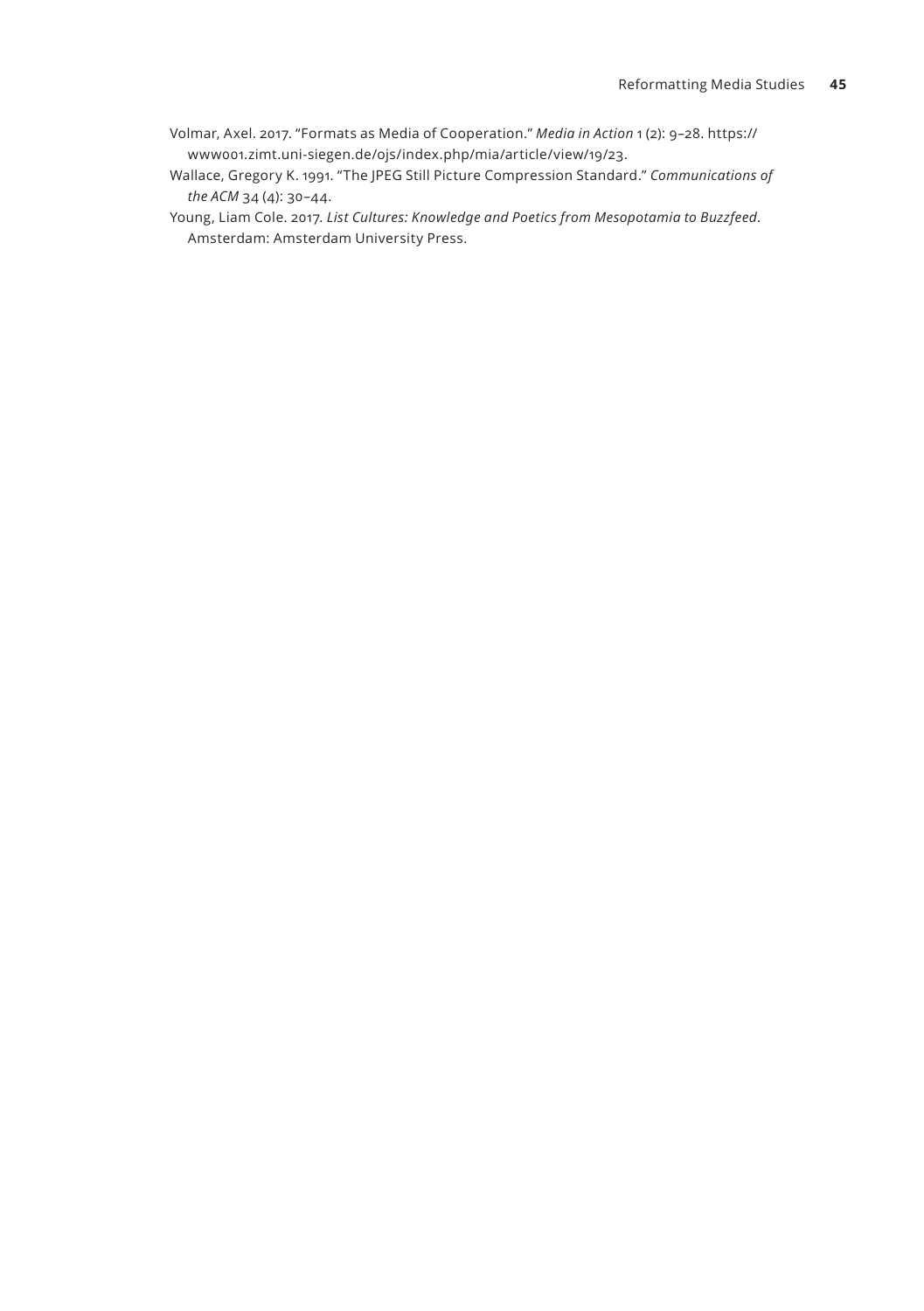Volmar, Axel. 2017. "Formats as Media of Cooperation." *Media in Action* 1 (2): 9–28. https://www001.zimt.uni-siegen.de/ojs/index.php/mia/article/view/19/23.

Wallace, Gregory K. 1991. "The JPEG Still Picture Compression Standard." *Communications of the ACM* 34 (4): 30–44.

Young, Liam Cole. 2017. *List Cultures: Knowledge and Poetics from Mesopotamia to Buzzfeed*. Amsterdam: Amsterdam University Press.